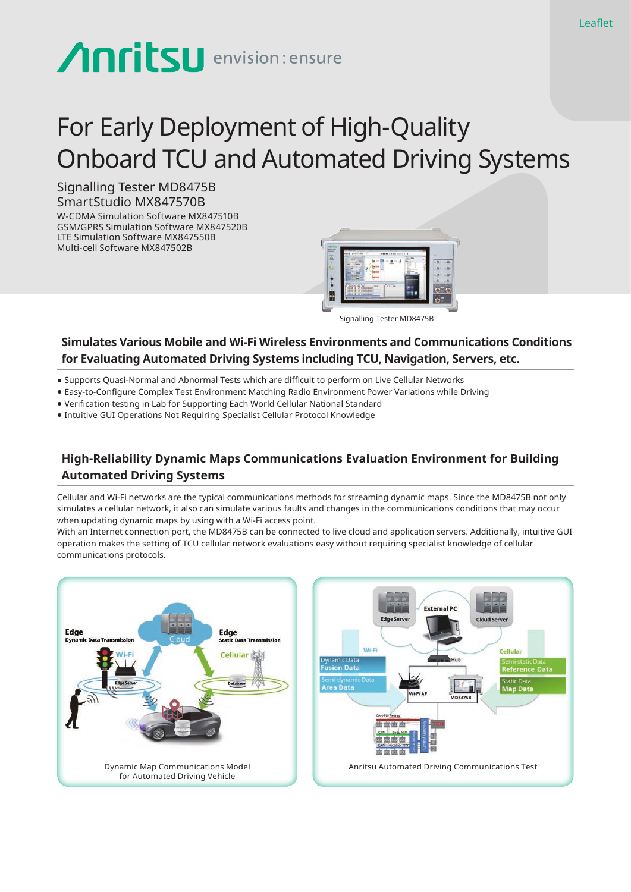# For Early Deployment of High-Quality Onboard TCU and Automated Driving Systems

Signalling Tester MD8475B
SmartStudio MX847570B
W-CDMA Simulation Software MX847510B
GSM/GPRS Simulation Software MX847520B
LTE Simulation Software MX847550B
Multi-cell Software MX847502B

Signalling Tester MD8475B

## Simulates Various Mobile and Wi-Fi Wireless Environments and Communications Conditions for Evaluating Automated Driving Systems including TCU, Navigation, Servers, etc.

- Supports Quasi-Normal and Abnormal Tests which are difficult to perform on Live Cellular Networks
- Easy-to-Configure Complex Test Environment Matching Radio Environment Power Variations while Driving
- Verification testing in Lab for Supporting Each World Cellular National Standard
- Intuitive GUI Operations Not Requiring Specialist Cellular Protocol Knowledge

## High-Reliability Dynamic Maps Communications Evaluation Environment for Building Automated Driving Systems

Cellular and Wi-Fi networks are the typical communications methods for streaming dynamic maps. Since the MD8475B not only simulates a cellular network, it also can simulate various faults and changes in the communications conditions that may occur when updating dynamic maps by using with a Wi-Fi access point.
With an Internet connection port, the MD8475B can be connected to live cloud and application servers. Additionally, intuitive GUI operation makes the setting of TCU cellular network evaluations easy without requiring specialist knowledge of cellular communications protocols.

Dynamic Map Communications Model for Automated Driving Vehicle

Anritsu Automated Driving Communications Test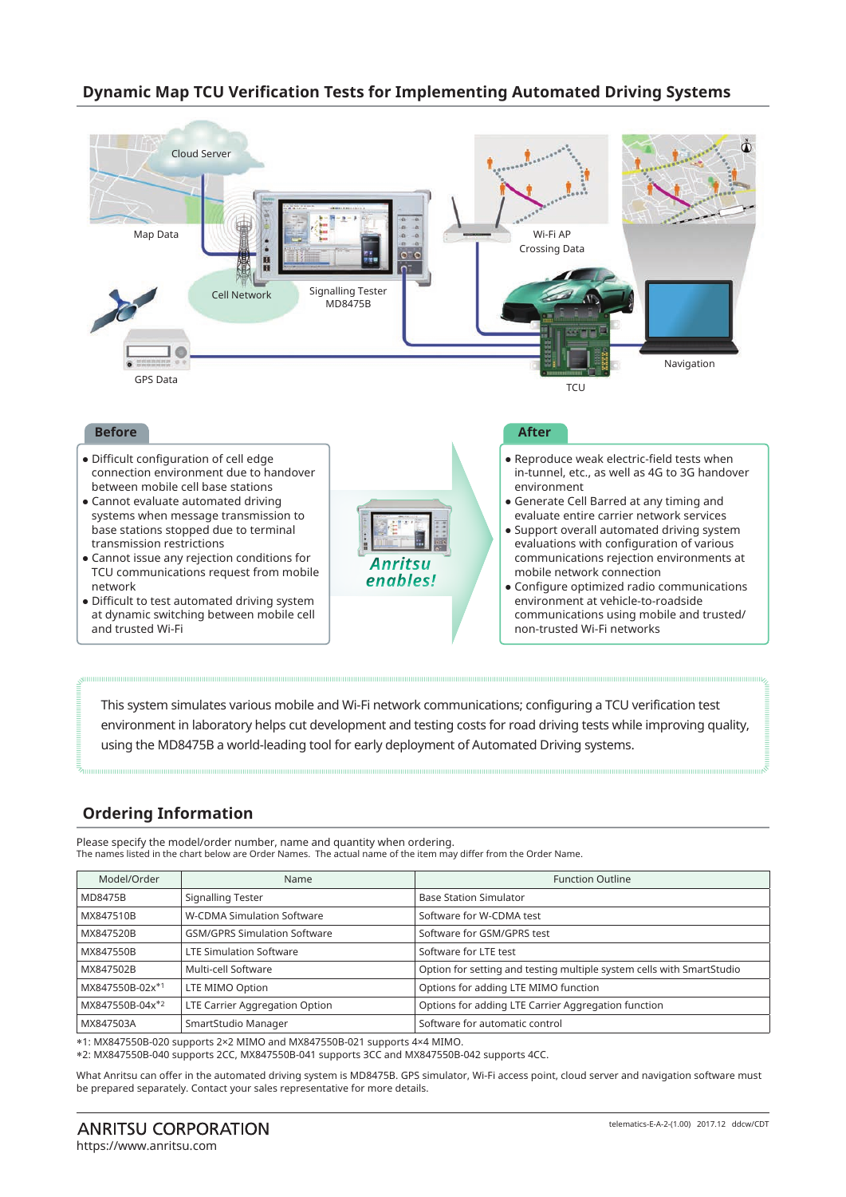## Dynamic Map TCU Verification Tests for Implementing Automated Driving Systems

Cloud Server

Map Data

Cell Network

Signalling Tester
MD8475B

Wi-Fi AP
Crossing Data

GPS Data

TCU

Navigation

### Before

- Difficult configuration of cell edge connection environment due to handover between mobile cell base stations
- Cannot evaluate automated driving systems when message transmission to base stations stopped due to terminal transmission restrictions
- Cannot issue any rejection conditions for TCU communications request from mobile network
- Difficult to test automated driving system at dynamic switching between mobile cell and trusted Wi-Fi

*Anritsu enables!*

### After

- Reproduce weak electric-field tests when in-tunnel, etc., as well as 4G to 3G handover environment
- Generate Cell Barred at any timing and evaluate entire carrier network services
- Support overall automated driving system evaluations with configuration of various communications rejection environments at mobile network connection
- Configure optimized radio communications environment at vehicle-to-roadside communications using mobile and trusted/ non-trusted Wi-Fi networks

This system simulates various mobile and Wi-Fi network communications; configuring a TCU verification test environment in laboratory helps cut development and testing costs for road driving tests while improving quality, using the MD8475B a world-leading tool for early deployment of Automated Driving systems.

## Ordering Information

Please specify the model/order number, name and quantity when ordering.
The names listed in the chart below are Order Names. The actual name of the item may differ from the Order Name.

| Model/Order | Name | Function Outline |
|---|---|---|
| MD8475B | Signalling Tester | Base Station Simulator |
| MX847510B | W-CDMA Simulation Software | Software for W-CDMA test |
| MX847520B | GSM/GPRS Simulation Software | Software for GSM/GPRS test |
| MX847550B | LTE Simulation Software | Software for LTE test |
| MX847502B | Multi-cell Software | Option for setting and testing multiple system cells with SmartStudio |
| MX847550B-02x*1 | LTE MIMO Option | Options for adding LTE MIMO function |
| MX847550B-04x*2 | LTE Carrier Aggregation Option | Options for adding LTE Carrier Aggregation function |
| MX847503A | SmartStudio Manager | Software for automatic control |

*1: MX847550B-020 supports 2×2 MIMO and MX847550B-021 supports 4×4 MIMO.
*2: MX847550B-040 supports 2CC, MX847550B-041 supports 3CC and MX847550B-042 supports 4CC.

What Anritsu can offer in the automated driving system is MD8475B. GPS simulator, Wi-Fi access point, cloud server and navigation software must be prepared separately. Contact your sales representative for more details.

ANRITSU CORPORATION
https://www.anritsu.com

telematics-E-A-2-(1.00) 2017.12 ddcw/CDT